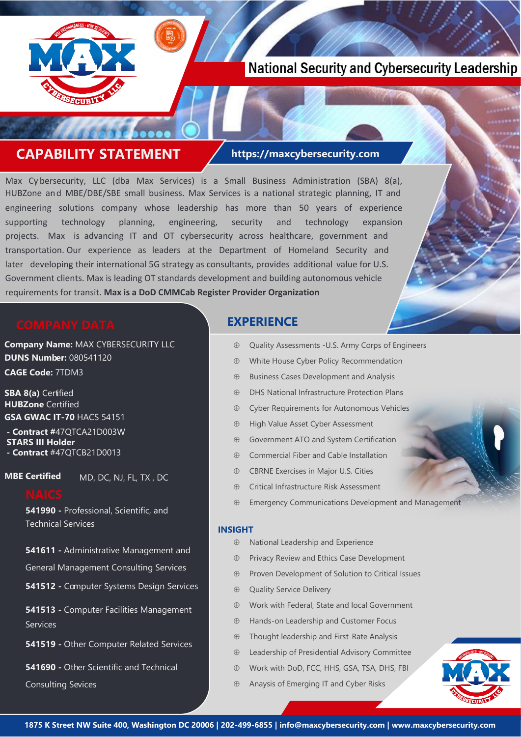# National Security and Cybersecurity Leadership

## CAPABILITY STATEMENT

https://maxcybersecurity.com

Max Cybersecurity, LLC (dba Max Services) is a Small Business Administration (SBA) 8(a), HUBZone and MBE/DBE/SBE small business. Max Services is a national strategic planning, IT and engineering solutions company whose leadership has more than 50 years of experience supporting technology planning, engineering, security and technology expansion projects. Max is advancing IT and OT cybersecurity across healthcare, government and transportation. Our experience as leaders at the Department of Homeland Security and later developing their international 5G strategy as consultants, provides additional value for U.S. Government clients. Max is leading OT standards development and building autonomous vehicle requirements for transit. **Max is a DoD CMMCab Register Provider Organization**

## COMPANY DATA

**Company Name:** MAX CYBERSECURITY LLC
**DUNS Number:** 080541120
**CAGE Code:** 7TDM3

**SBA 8(a)** Certified
**HUBZone** Certified
**GSA GWAC IT-70** HACS 54151
- **Contract** #47QTCA21D003W

**STARS III Holder**
- **Contract** #47QTCB21D0013

**MBE Certified** MD, DC, NJ, FL, TX , DC

### NAICS

**541990 -** Professional, Scientific, and Technical Services

**541611 -** Administrative Management and General Management Consulting Services

**541512 -** Computer Systems Design Services

**541513 -** Computer Facilities Management Services

**541519 -** Other Computer Related Services

**541690 -** Other Scientific and Technical Consulting Sevices

## EXPERIENCE

- Quality Assessments -U.S. Army Corps of Engineers
- White House Cyber Policy Recommendation
- Business Cases Development and Analysis
- DHS National Infrastructure Protection Plans
- Cyber Requirements for Autonomous Vehicles
- High Value Asset Cyber Assessment
- Government ATO and System Certification
- Commercial Fiber and Cable Installation
- CBRNE Exercises in Major U.S. Cities
- Critical Infrastructure Risk Assessment
- Emergency Communications Development and Management

### INSIGHT

- National Leadership and Experience
- Privacy Review and Ethics Case Development
- Proven Development of Solution to Critical Issues
- Quality Service Delivery
- Work with Federal, State and local Government
- Hands-on Leadership and Customer Focus
- Thought leadership and First-Rate Analysis
- Leadership of Presidential Advisory Committee
- Work with DoD, FCC, HHS, GSA, TSA, DHS, FBI
- Anaysis of Emerging IT and Cyber Risks

1875 K Street NW Suite 400, Washington DC 20006 | 202-499-6855 | info@maxcybersecurity.com | www.maxcybersecurity.com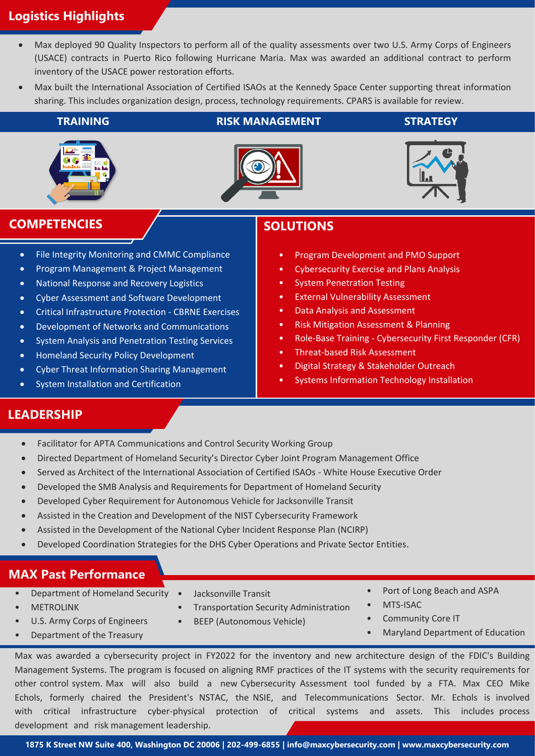## Logistics Highlights

- Max deployed 90 Quality Inspectors to perform all of the quality assessments over two U.S. Army Corps of Engineers (USACE) contracts in Puerto Rico following Hurricane Maria. Max was awarded an additional contract to perform inventory of the USACE power restoration efforts.
- Max built the International Association of Certified ISAOs at the Kennedy Space Center supporting threat information sharing. This includes organization design, process, technology requirements. CPARS is available for review.

**TRAINING** | **RISK MANAGEMENT** | **STRATEGY**

## COMPETENCIES

- File Integrity Monitoring and CMMC Compliance
- Program Management & Project Management
- National Response and Recovery Logistics
- Cyber Assessment and Software Development
- Critical Infrastructure Protection - CBRNE Exercises
- Development of Networks and Communications
- System Analysis and Penetration Testing Services
- Homeland Security Policy Development
- Cyber Threat Information Sharing Management
- System Installation and Certification

## SOLUTIONS

- Program Development and PMO Support
- Cybersecurity Exercise and Plans Analysis
- System Penetration Testing
- External Vulnerability Assessment
- Data Analysis and Assessment
- Risk Mitigation Assessment & Planning
- Role-Base Training - Cybersecurity First Responder (CFR)
- Threat-based Risk Assessment
- Digital Strategy & Stakeholder Outreach
- Systems Information Technology Installation

## LEADERSHIP

- Facilitator for APTA Communications and Control Security Working Group
- Directed Department of Homeland Security's Director Cyber Joint Program Management Office
- Served as Architect of the International Association of Certified ISAOs - White House Executive Order
- Developed the SMB Analysis and Requirements for Department of Homeland Security
- Developed Cyber Requirement for Autonomous Vehicle for Jacksonville Transit
- Assisted in the Creation and Development of the NIST Cybersecurity Framework
- Assisted in the Development of the National Cyber Incident Response Plan (NCIRP)
- Developed Coordination Strategies for the DHS Cyber Operations and Private Sector Entities.

## MAX Past Performance

- Department of Homeland Security
- METROLINK
- U.S. Army Corps of Engineers
- Department of the Treasury
- Jacksonville Transit
- Transportation Security Administration
- BEEP (Autonomous Vehicle)
- Port of Long Beach and ASPA
- MTS-ISAC
- Community Core IT
- Maryland Department of Education

Max was awarded a cybersecurity project in FY2022 for the inventory and new architecture design of the FDIC's Building Management Systems. The program is focused on aligning RMF practices of the IT systems with the security requirements for other control system. Max will also build a new Cybersecurity Assessment tool funded by a FTA. Max CEO Mike Echols, formerly chaired the President's NSTAC, the NSIE, and Telecommunications Sector. Mr. Echols is involved with critical infrastructure cyber-physical protection of critical systems and assets. This includes process development and risk management leadership.

**1875 K Street NW Suite 400, Washington DC 20006 | 202-499-6855 | info@maxcybersecurity.com | www.maxcybersecurity.com**